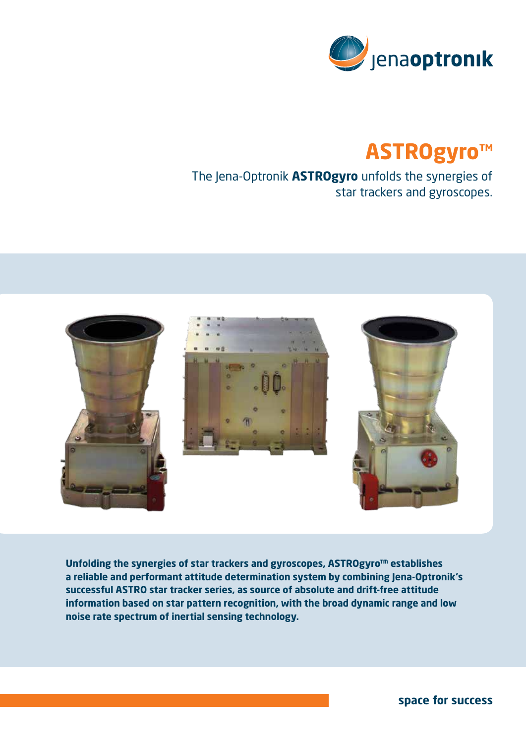jenaoptronik

# ASTROgyro™

The Jena-Optronik **ASTROgyro** unfolds the synergies of star trackers and gyroscopes.

**Unfolding the synergies of star trackers and gyroscopes, ASTROgyro™ establishes a reliable and performant attitude determination system by combining Jena-Optronik's successful ASTRO star tracker series, as source of absolute and drift-free attitude information based on star pattern recognition, with the broad dynamic range and low noise rate spectrum of inertial sensing technology.**

**space for success**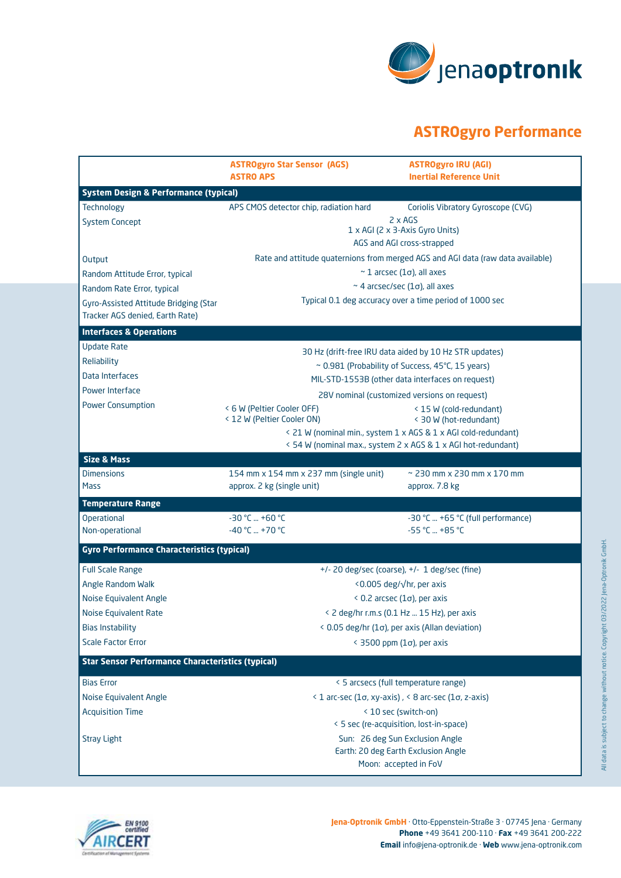jenaoptronik

# ASTROgyro Performance

| | ASTROgyro Star Sensor (AGS) ASTRO APS | ASTROgyro IRU (AGI) Inertial Reference Unit |
|---|---|---|
| **System Design & Performance (typical)** | | |
| Technology | APS CMOS detector chip, radiation hard | Coriolis Vibratory Gyroscope (CVG) |
| System Concept | 2 x AGS<br>1 x AGI (2 x 3-Axis Gyro Units)<br>AGS and AGI cross-strapped | |
| Output | Rate and attitude quaternions from merged AGS and AGI data (raw data available) | |
| Random Attitude Error, typical | ~ 1 arcsec (1σ), all axes | |
| Random Rate Error, typical | ~ 4 arcsec/sec (1σ), all axes | |
| Gyro-Assisted Attitude Bridging (Star Tracker AGS denied, Earth Rate) | Typical 0.1 deg accuracy over a time period of 1000 sec | |
| **Interfaces & Operations** | | |
| Update Rate | 30 Hz (drift-free IRU data aided by 10 Hz STR updates) | |
| Reliability | ~ 0.981 (Probability of Success, 45°C, 15 years) | |
| Data Interfaces | MIL-STD-1553B (other data interfaces on request) | |
| Power Interface | 28V nominal (customized versions on request) | |
| Power Consumption | < 6 W (Peltier Cooler OFF)<br>< 12 W (Peltier Cooler ON) | < 15 W (cold-redundant)<br>< 30 W (hot-redundant) |
| | < 21 W (nominal min., system 1 x AGS & 1 x AGI cold-redundant)<br>< 54 W (nominal max., system 2 x AGS & 1 x AGI hot-redundant) | |
| **Size & Mass** | | |
| Dimensions | 154 mm x 154 mm x 237 mm (single unit) | ~ 230 mm x 230 mm x 170 mm |
| Mass | approx. 2 kg (single unit) | approx. 7.8 kg |
| **Temperature Range** | | |
| Operational | -30 °C ... +60 °C | -30 °C ... +65 °C (full performance) |
| Non-operational | -40 °C ... +70 °C | -55 °C ... +85 °C |
| **Gyro Performance Characteristics (typical)** | | |
| Full Scale Range | +/- 20 deg/sec (coarse), +/- 1 deg/sec (fine) | |
| Angle Random Walk | <0.005 deg/√hr, per axis | |
| Noise Equivalent Angle | < 0.2 arcsec (1σ), per axis | |
| Noise Equivalent Rate | < 2 deg/hr r.m.s (0.1 Hz ... 15 Hz), per axis | |
| Bias Instability | < 0.05 deg/hr (1σ), per axis (Allan deviation) | |
| Scale Factor Error | < 3500 ppm (1σ), per axis | |
| **Star Sensor Performance Characteristics (typical)** | | |
| Bias Error | < 5 arcsecs (full temperature range) | |
| Noise Equivalent Angle | < 1 arc-sec (1σ, xy-axis) , < 8 arc-sec (1σ, z-axis) | |
| Acquisition Time | < 10 sec (switch-on)<br>< 5 sec (re-acquisition, lost-in-space) | |
| Stray Light | Sun: 26 deg Sun Exclusion Angle<br>Earth: 20 deg Earth Exclusion Angle<br>Moon: accepted in FoV | |

All data is subject to change without notice. Copyright 03/2022 Jena-Optronik GmbH.

EN 9100 certified AIRCERT Certification of Management Systems

**Jena-Optronik GmbH** · Otto-Eppenstein-Straße 3 · 07745 Jena · Germany
**Phone** +49 3641 200-110 · **Fax** +49 3641 200-222
**Email** info@jena-optronik.de · **Web** www.jena-optronik.com